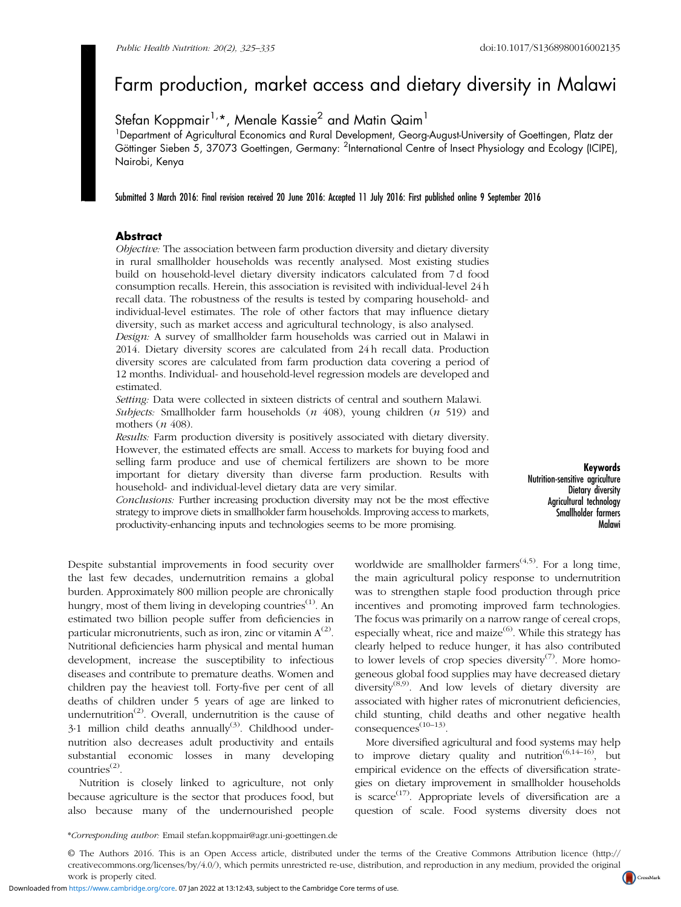# Farm production, market access and dietary diversity in Malawi

Stefan Koppmair[1,*], Menale Kassie[2] and Matin Qaim[1]

[1]Department of Agricultural Economics and Rural Development, Georg-August-University of Goettingen, Platz der Göttinger Sieben 5, 37073 Goettingen, Germany: [2]International Centre of Insect Physiology and Ecology (ICIPE), Nairobi, Kenya

Submitted 3 March 2016: Final revision received 20 June 2016: Accepted 11 July 2016: First published online 9 September 2016

## Abstract

*Objective:* The association between farm production diversity and dietary diversity in rural smallholder households was recently analysed. Most existing studies build on household-level dietary diversity indicators calculated from 7 d food consumption recalls. Herein, this association is revisited with individual-level 24 h recall data. The robustness of the results is tested by comparing household- and individual-level estimates. The role of other factors that may influence dietary diversity, such as market access and agricultural technology, is also analysed.

*Design:* A survey of smallholder farm households was carried out in Malawi in 2014. Dietary diversity scores are calculated from 24 h recall data. Production diversity scores are calculated from farm production data covering a period of 12 months. Individual- and household-level regression models are developed and estimated.

*Setting:* Data were collected in sixteen districts of central and southern Malawi.

*Subjects:* Smallholder farm households (*n* 408), young children (*n* 519) and mothers (*n* 408).

*Results:* Farm production diversity is positively associated with dietary diversity. However, the estimated effects are small. Access to markets for buying food and selling farm produce and use of chemical fertilizers are shown to be more important for dietary diversity than diverse farm production. Results with household- and individual-level dietary data are very similar.

*Conclusions:* Further increasing production diversity may not be the most effective strategy to improve diets in smallholder farm households. Improving access to markets, productivity-enhancing inputs and technologies seems to be more promising.

**Keywords**
Nutrition-sensitive agriculture
Dietary diversity
Agricultural technology
Smallholder farmers
Malawi

Despite substantial improvements in food security over the last few decades, undernutrition remains a global burden. Approximately 800 million people are chronically hungry, most of them living in developing countries[1]. An estimated two billion people suffer from deficiencies in particular micronutrients, such as iron, zinc or vitamin A[2]. Nutritional deficiencies harm physical and mental human development, increase the susceptibility to infectious diseases and contribute to premature deaths. Women and children pay the heaviest toll. Forty-five per cent of all deaths of children under 5 years of age are linked to undernutrition[2]. Overall, undernutrition is the cause of 3·1 million child deaths annually[3]. Childhood undernutrition also decreases adult productivity and entails substantial economic losses in many developing countries[2].

Nutrition is closely linked to agriculture, not only because agriculture is the sector that produces food, but also because many of the undernourished people worldwide are smallholder farmers[4,5]. For a long time, the main agricultural policy response to undernutrition was to strengthen staple food production through price incentives and promoting improved farm technologies. The focus was primarily on a narrow range of cereal crops, especially wheat, rice and maize[6]. While this strategy has clearly helped to reduce hunger, it has also contributed to lower levels of crop species diversity[7]. More homogeneous global food supplies may have decreased dietary diversity[8,9]. And low levels of dietary diversity are associated with higher rates of micronutrient deficiencies, child stunting, child deaths and other negative health consequences[10–13].

More diversified agricultural and food systems may help to improve dietary quality and nutrition[6,14–16], but empirical evidence on the effects of diversification strategies on dietary improvement in smallholder households is scarce[17]. Appropriate levels of diversification are a question of scale. Food systems diversity does not

*Corresponding author: Email stefan.koppmair@agr.uni-goettingen.de

© The Authors 2016. This is an Open Access article, distributed under the terms of the Creative Commons Attribution licence (http://creativecommons.org/licenses/by/4.0/), which permits unrestricted re-use, distribution, and reproduction in any medium, provided the original work is properly cited.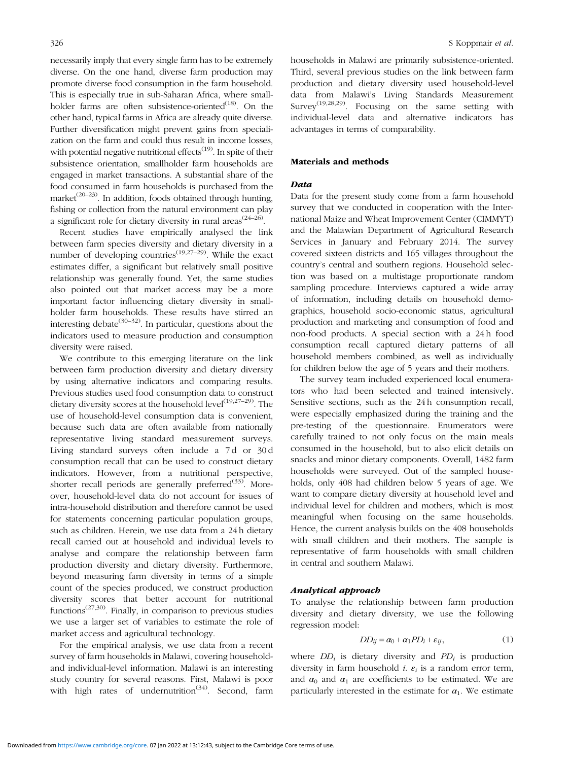necessarily imply that every single farm has to be extremely diverse. On the one hand, diverse farm production may promote diverse food consumption in the farm household. This is especially true in sub-Saharan Africa, where smallholder farms are often subsistence-oriented[18]. On the other hand, typical farms in Africa are already quite diverse. Further diversification might prevent gains from specialization on the farm and could thus result in income losses, with potential negative nutritional effects[19]. In spite of their subsistence orientation, smallholder farm households are engaged in market transactions. A substantial share of the food consumed in farm households is purchased from the market[20–23]. In addition, foods obtained through hunting, fishing or collection from the natural environment can play a significant role for dietary diversity in rural areas[24–26].

Recent studies have empirically analysed the link between farm species diversity and dietary diversity in a number of developing countries[19,27–29]. While the exact estimates differ, a significant but relatively small positive relationship was generally found. Yet, the same studies also pointed out that market access may be a more important factor influencing dietary diversity in smallholder farm households. These results have stirred an interesting debate[30–32]. In particular, questions about the indicators used to measure production and consumption diversity were raised.

We contribute to this emerging literature on the link between farm production diversity and dietary diversity by using alternative indicators and comparing results. Previous studies used food consumption data to construct dietary diversity scores at the household level[19,27–29]. The use of household-level consumption data is convenient, because such data are often available from nationally representative living standard measurement surveys. Living standard surveys often include a 7 d or 30 d consumption recall that can be used to construct dietary indicators. However, from a nutritional perspective, shorter recall periods are generally preferred[33]. Moreover, household-level data do not account for issues of intra-household distribution and therefore cannot be used for statements concerning particular population groups, such as children. Herein, we use data from a 24 h dietary recall carried out at household and individual levels to analyse and compare the relationship between farm production diversity and dietary diversity. Furthermore, beyond measuring farm diversity in terms of a simple count of the species produced, we construct production diversity scores that better account for nutritional functions[27,30]. Finally, in comparison to previous studies we use a larger set of variables to estimate the role of market access and agricultural technology.

For the empirical analysis, we use data from a recent survey of farm households in Malawi, covering household- and individual-level information. Malawi is an interesting study country for several reasons. First, Malawi is poor with high rates of undernutrition[34]. Second, farm households in Malawi are primarily subsistence-oriented. Third, several previous studies on the link between farm production and dietary diversity used household-level data from Malawi's Living Standards Measurement Survey[19,28,29]. Focusing on the same setting with individual-level data and alternative indicators has advantages in terms of comparability.

## Materials and methods

### Data

Data for the present study come from a farm household survey that we conducted in cooperation with the International Maize and Wheat Improvement Center (CIMMYT) and the Malawian Department of Agricultural Research Services in January and February 2014. The survey covered sixteen districts and 165 villages throughout the country's central and southern regions. Household selection was based on a multistage proportionate random sampling procedure. Interviews captured a wide array of information, including details on household demographics, household socio-economic status, agricultural production and marketing and consumption of food and non-food products. A special section with a 24 h food consumption recall captured dietary patterns of all household members combined, as well as individually for children below the age of 5 years and their mothers.

The survey team included experienced local enumerators who had been selected and trained intensively. Sensitive sections, such as the 24 h consumption recall, were especially emphasized during the training and the pre-testing of the questionnaire. Enumerators were carefully trained to not only focus on the main meals consumed in the household, but to also elicit details on snacks and minor dietary components. Overall, 1482 farm households were surveyed. Out of the sampled households, only 408 had children below 5 years of age. We want to compare dietary diversity at household level and individual level for children and mothers, which is most meaningful when focusing on the same households. Hence, the current analysis builds on the 408 households with small children and their mothers. The sample is representative of farm households with small children in central and southern Malawi.

### Analytical approach

To analyse the relationship between farm production diversity and dietary diversity, we use the following regression model:

$$DD_{ij} = \alpha_0 + \alpha_1 PD_i + \varepsilon_{ij}, \tag{1}$$

where $DD_i$ is dietary diversity and $PD_i$ is production diversity in farm household $i$. $\varepsilon_i$ is a random error term, and $\alpha_0$ and $\alpha_1$ are coefficients to be estimated. We are particularly interested in the estimate for $\alpha_1$. We estimate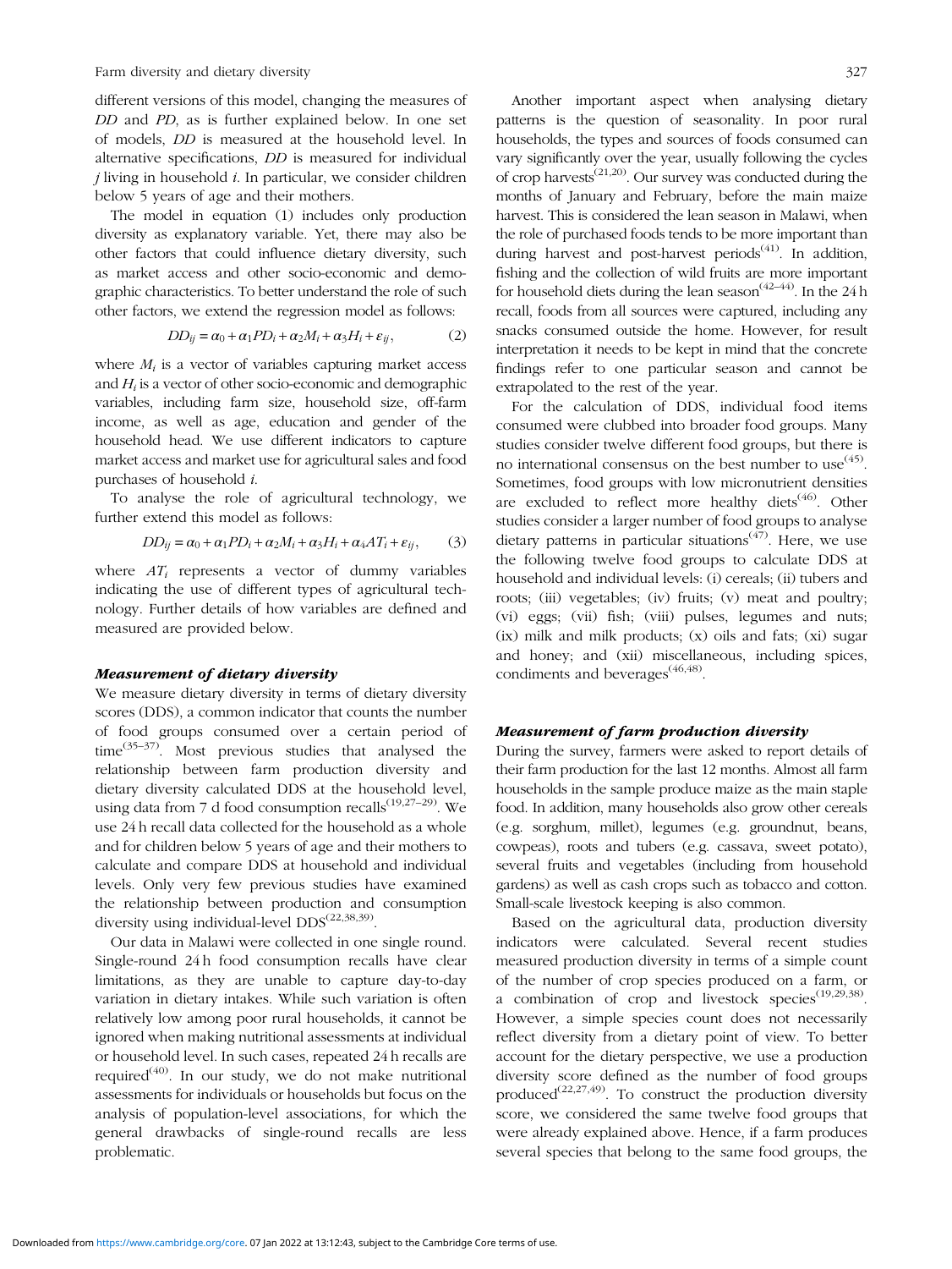different versions of this model, changing the measures of *DD* and *PD*, as is further explained below. In one set of models, *DD* is measured at the household level. In alternative specifications, *DD* is measured for individual $j$ living in household $i$. In particular, we consider children below 5 years of age and their mothers.

The model in equation (1) includes only production diversity as explanatory variable. Yet, there may also be other factors that could influence dietary diversity, such as market access and other socio-economic and demographic characteristics. To better understand the role of such other factors, we extend the regression model as follows:

$$DD_{ij} = \alpha_0 + \alpha_1 PD_i + \alpha_2 M_i + \alpha_3 H_i + \varepsilon_{ij}, \qquad (2)$$

where $M_i$ is a vector of variables capturing market access and $H_i$ is a vector of other socio-economic and demographic variables, including farm size, household size, off-farm income, as well as age, education and gender of the household head. We use different indicators to capture market access and market use for agricultural sales and food purchases of household $i$.

To analyse the role of agricultural technology, we further extend this model as follows:

$$DD_{ij} = \alpha_0 + \alpha_1 PD_i + \alpha_2 M_i + \alpha_3 H_i + \alpha_4 AT_i + \varepsilon_{ij}, \qquad (3)$$

where $AT_i$ represents a vector of dummy variables indicating the use of different types of agricultural technology. Further details of how variables are defined and measured are provided below.

### Measurement of dietary diversity

We measure dietary diversity in terms of dietary diversity scores (DDS), a common indicator that counts the number of food groups consumed over a certain period of time[35–37]. Most previous studies that analysed the relationship between farm production diversity and dietary diversity calculated DDS at the household level, using data from 7 d food consumption recalls[19,27–29]. We use 24 h recall data collected for the household as a whole and for children below 5 years of age and their mothers to calculate and compare DDS at household and individual levels. Only very few previous studies have examined the relationship between production and consumption diversity using individual-level DDS[22,38,39].

Our data in Malawi were collected in one single round. Single-round 24 h food consumption recalls have clear limitations, as they are unable to capture day-to-day variation in dietary intakes. While such variation is often relatively low among poor rural households, it cannot be ignored when making nutritional assessments at individual or household level. In such cases, repeated 24 h recalls are required[40]. In our study, we do not make nutritional assessments for individuals or households but focus on the analysis of population-level associations, for which the general drawbacks of single-round recalls are less problematic.

Another important aspect when analysing dietary patterns is the question of seasonality. In poor rural households, the types and sources of foods consumed can vary significantly over the year, usually following the cycles of crop harvests[21,20]. Our survey was conducted during the months of January and February, before the main maize harvest. This is considered the lean season in Malawi, when the role of purchased foods tends to be more important than during harvest and post-harvest periods[41]. In addition, fishing and the collection of wild fruits are more important for household diets during the lean season[42–44]. In the 24 h recall, foods from all sources were captured, including any snacks consumed outside the home. However, for result interpretation it needs to be kept in mind that the concrete findings refer to one particular season and cannot be extrapolated to the rest of the year.

For the calculation of DDS, individual food items consumed were clubbed into broader food groups. Many studies consider twelve different food groups, but there is no international consensus on the best number to use[45]. Sometimes, food groups with low micronutrient densities are excluded to reflect more healthy diets[46]. Other studies consider a larger number of food groups to analyse dietary patterns in particular situations[47]. Here, we use the following twelve food groups to calculate DDS at household and individual levels: (i) cereals; (ii) tubers and roots; (iii) vegetables; (iv) fruits; (v) meat and poultry; (vi) eggs; (vii) fish; (viii) pulses, legumes and nuts; (ix) milk and milk products; (x) oils and fats; (xi) sugar and honey; and (xii) miscellaneous, including spices, condiments and beverages[46,48].

### Measurement of farm production diversity

During the survey, farmers were asked to report details of their farm production for the last 12 months. Almost all farm households in the sample produce maize as the main staple food. In addition, many households also grow other cereals (e.g. sorghum, millet), legumes (e.g. groundnut, beans, cowpeas), roots and tubers (e.g. cassava, sweet potato), several fruits and vegetables (including from household gardens) as well as cash crops such as tobacco and cotton. Small-scale livestock keeping is also common.

Based on the agricultural data, production diversity indicators were calculated. Several recent studies measured production diversity in terms of a simple count of the number of crop species produced on a farm, or a combination of crop and livestock species[19,29,38]. However, a simple species count does not necessarily reflect diversity from a dietary point of view. To better account for the dietary perspective, we use a production diversity score defined as the number of food groups produced[22,27,49]. To construct the production diversity score, we considered the same twelve food groups that were already explained above. Hence, if a farm produces several species that belong to the same food groups, the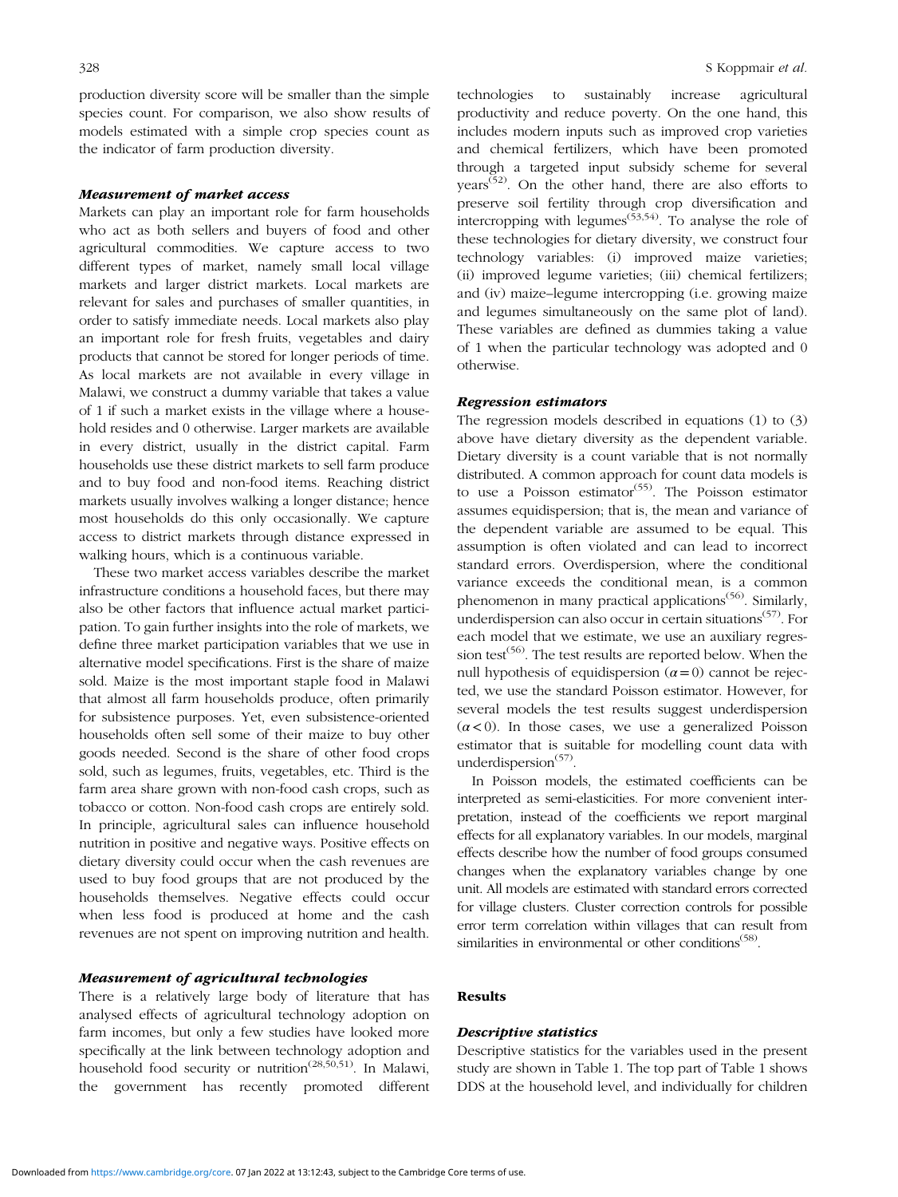production diversity score will be smaller than the simple species count. For comparison, we also show results of models estimated with a simple crop species count as the indicator of farm production diversity.

### *Measurement of market access*

Markets can play an important role for farm households who act as both sellers and buyers of food and other agricultural commodities. We capture access to two different types of market, namely small local village markets and larger district markets. Local markets are relevant for sales and purchases of smaller quantities, in order to satisfy immediate needs. Local markets also play an important role for fresh fruits, vegetables and dairy products that cannot be stored for longer periods of time. As local markets are not available in every village in Malawi, we construct a dummy variable that takes a value of 1 if such a market exists in the village where a household resides and 0 otherwise. Larger markets are available in every district, usually in the district capital. Farm households use these district markets to sell farm produce and to buy food and non-food items. Reaching district markets usually involves walking a longer distance; hence most households do this only occasionally. We capture access to district markets through distance expressed in walking hours, which is a continuous variable.

These two market access variables describe the market infrastructure conditions a household faces, but there may also be other factors that influence actual market participation. To gain further insights into the role of markets, we define three market participation variables that we use in alternative model specifications. First is the share of maize sold. Maize is the most important staple food in Malawi that almost all farm households produce, often primarily for subsistence purposes. Yet, even subsistence-oriented households often sell some of their maize to buy other goods needed. Second is the share of other food crops sold, such as legumes, fruits, vegetables, etc. Third is the farm area share grown with non-food cash crops, such as tobacco or cotton. Non-food cash crops are entirely sold. In principle, agricultural sales can influence household nutrition in positive and negative ways. Positive effects on dietary diversity could occur when the cash revenues are used to buy food groups that are not produced by the households themselves. Negative effects could occur when less food is produced at home and the cash revenues are not spent on improving nutrition and health.

### *Measurement of agricultural technologies*

There is a relatively large body of literature that has analysed effects of agricultural technology adoption on farm incomes, but only a few studies have looked more specifically at the link between technology adoption and household food security or nutrition[28,50,51]. In Malawi, the government has recently promoted different technologies to sustainably increase agricultural productivity and reduce poverty. On the one hand, this includes modern inputs such as improved crop varieties and chemical fertilizers, which have been promoted through a targeted input subsidy scheme for several years[52]. On the other hand, there are also efforts to preserve soil fertility through crop diversification and intercropping with legumes[53,54]. To analyse the role of these technologies for dietary diversity, we construct four technology variables: (i) improved maize varieties; (ii) improved legume varieties; (iii) chemical fertilizers; and (iv) maize–legume intercropping (i.e. growing maize and legumes simultaneously on the same plot of land). These variables are defined as dummies taking a value of 1 when the particular technology was adopted and 0 otherwise.

### *Regression estimators*

The regression models described in equations (1) to (3) above have dietary diversity as the dependent variable. Dietary diversity is a count variable that is not normally distributed. A common approach for count data models is to use a Poisson estimator[55]. The Poisson estimator assumes equidispersion; that is, the mean and variance of the dependent variable are assumed to be equal. This assumption is often violated and can lead to incorrect standard errors. Overdispersion, where the conditional variance exceeds the conditional mean, is a common phenomenon in many practical applications[56]. Similarly, underdispersion can also occur in certain situations[57]. For each model that we estimate, we use an auxiliary regression test[56]. The test results are reported below. When the null hypothesis of equidispersion ($\alpha = 0$) cannot be rejected, we use the standard Poisson estimator. However, for several models the test results suggest underdispersion ($\alpha < 0$). In those cases, we use a generalized Poisson estimator that is suitable for modelling count data with underdispersion[57].

In Poisson models, the estimated coefficients can be interpreted as semi-elasticities. For more convenient interpretation, instead of the coefficients we report marginal effects for all explanatory variables. In our models, marginal effects describe how the number of food groups consumed changes when the explanatory variables change by one unit. All models are estimated with standard errors corrected for village clusters. Cluster correction controls for possible error term correlation within villages that can result from similarities in environmental or other conditions[58].

## Results

### *Descriptive statistics*

Descriptive statistics for the variables used in the present study are shown in Table 1. The top part of Table 1 shows DDS at the household level, and individually for children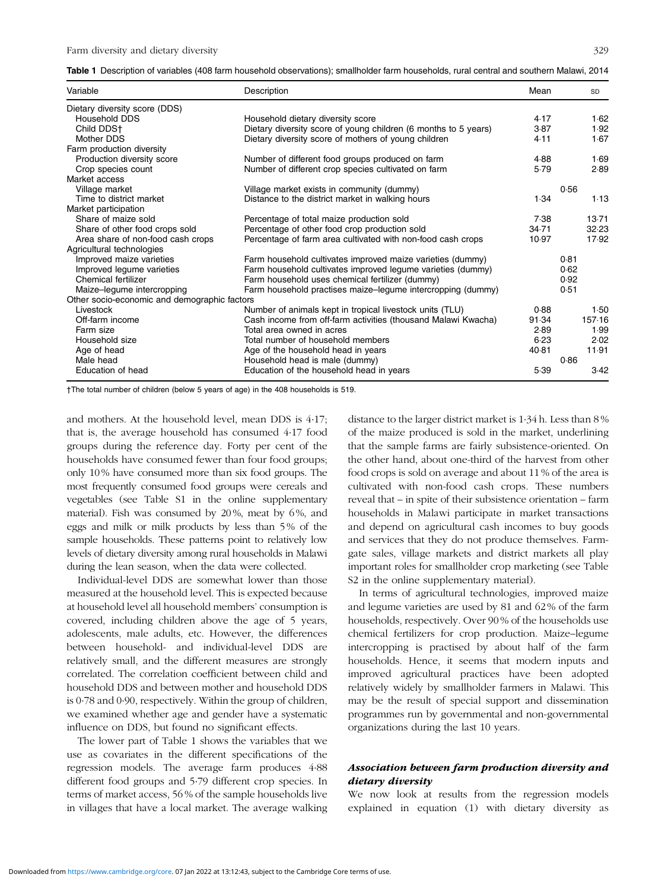**Table 1** Description of variables (408 farm household observations); smallholder farm households, rural central and southern Malawi, 2014

| Variable | Description | Mean | SD |
|---|---|---|---|
| Dietary diversity score (DDS) | | | |
| Household DDS | Household dietary diversity score | 4·17 | 1·62 |
| Child DDS† | Dietary diversity score of young children (6 months to 5 years) | 3·87 | 1·92 |
| Mother DDS | Dietary diversity score of mothers of young children | 4·11 | 1·67 |
| Farm production diversity | | | |
| Production diversity score | Number of different food groups produced on farm | 4·88 | 1·69 |
| Crop species count | Number of different crop species cultivated on farm | 5·79 | 2·89 |
| Market access | | | |
| Village market | Village market exists in community (dummy) | 0·56 | |
| Time to district market | Distance to the district market in walking hours | 1·34 | 1·13 |
| Market participation | | | |
| Share of maize sold | Percentage of total maize production sold | 7·38 | 13·71 |
| Share of other food crops sold | Percentage of other food crop production sold | 34·71 | 32·23 |
| Area share of non-food cash crops | Percentage of farm area cultivated with non-food cash crops | 10·97 | 17·92 |
| Agricultural technologies | | | |
| Improved maize varieties | Farm household cultivates improved maize varieties (dummy) | 0·81 | |
| Improved legume varieties | Farm household cultivates improved legume varieties (dummy) | 0·62 | |
| Chemical fertilizer | Farm household uses chemical fertilizer (dummy) | 0·92 | |
| Maize–legume intercropping | Farm household practises maize–legume intercropping (dummy) | 0·51 | |
| Other socio-economic and demographic factors | | | |
| Livestock | Number of animals kept in tropical livestock units (TLU) | 0·88 | 1·50 |
| Off-farm income | Cash income from off-farm activities (thousand Malawi Kwacha) | 91·34 | 157·16 |
| Farm size | Total area owned in acres | 2·89 | 1·99 |
| Household size | Total number of household members | 6·23 | 2·02 |
| Age of head | Age of the household head in years | 40·81 | 11·91 |
| Male head | Household head is male (dummy) | 0·86 | |
| Education of head | Education of the household head in years | 5·39 | 3·42 |

†The total number of children (below 5 years of age) in the 408 households is 519.

and mothers. At the household level, mean DDS is 4·17; that is, the average household has consumed 4·17 food groups during the reference day. Forty per cent of the households have consumed fewer than four food groups; only 10 % have consumed more than six food groups. The most frequently consumed food groups were cereals and vegetables (see Table S1 in the online supplementary material). Fish was consumed by 20 %, meat by 6 %, and eggs and milk or milk products by less than 5 % of the sample households. These patterns point to relatively low levels of dietary diversity among rural households in Malawi during the lean season, when the data were collected.

Individual-level DDS are somewhat lower than those measured at the household level. This is expected because at household level all household members' consumption is covered, including children above the age of 5 years, adolescents, male adults, etc. However, the differences between household- and individual-level DDS are relatively small, and the different measures are strongly correlated. The correlation coefficient between child and household DDS and between mother and household DDS is 0·78 and 0·90, respectively. Within the group of children, we examined whether age and gender have a systematic influence on DDS, but found no significant effects.

The lower part of Table 1 shows the variables that we use as covariates in the different specifications of the regression models. The average farm produces 4·88 different food groups and 5·79 different crop species. In terms of market access, 56 % of the sample households live in villages that have a local market. The average walking distance to the larger district market is 1·34 h. Less than 8 % of the maize produced is sold in the market, underlining that the sample farms are fairly subsistence-oriented. On the other hand, about one-third of the harvest from other food crops is sold on average and about 11 % of the area is cultivated with non-food cash crops. These numbers reveal that – in spite of their subsistence orientation – farm households in Malawi participate in market transactions and depend on agricultural cash incomes to buy goods and services that they do not produce themselves. Farm-gate sales, village markets and district markets all play important roles for smallholder crop marketing (see Table S2 in the online supplementary material).

In terms of agricultural technologies, improved maize and legume varieties are used by 81 and 62 % of the farm households, respectively. Over 90 % of the households use chemical fertilizers for crop production. Maize–legume intercropping is practised by about half of the farm households. Hence, it seems that modern inputs and improved agricultural practices have been adopted relatively widely by smallholder farmers in Malawi. This may be the result of special support and dissemination programmes run by governmental and non-governmental organizations during the last 10 years.

### *Association between farm production diversity and dietary diversity*

We now look at results from the regression models explained in equation (1) with dietary diversity as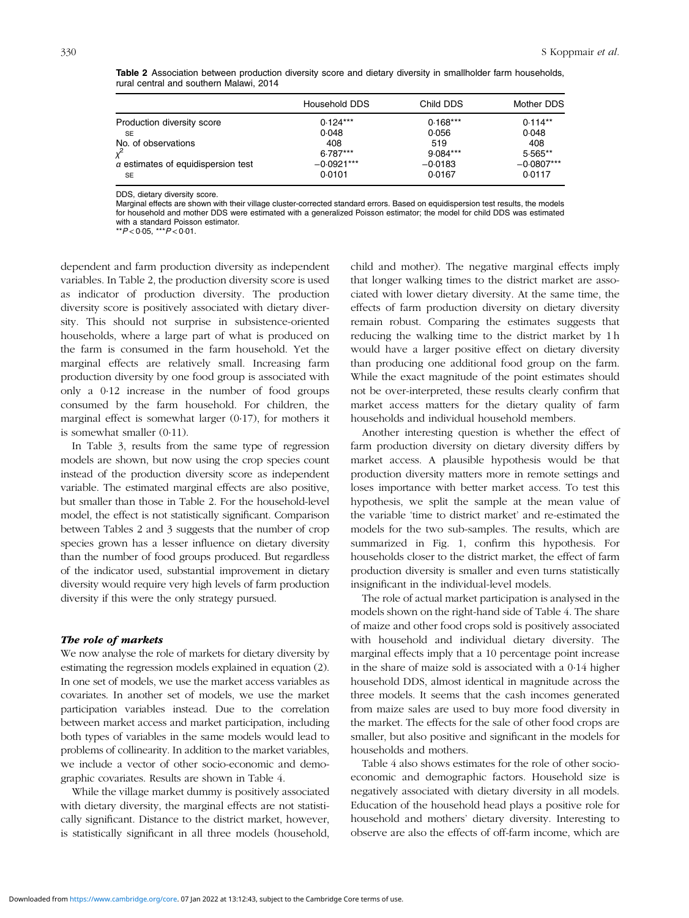**Table 2** Association between production diversity score and dietary diversity in smallholder farm households, rural central and southern Malawi, 2014

| | Household DDS | Child DDS | Mother DDS |
|---|---|---|---|
| Production diversity score | 0·124*** | 0·168*** | 0·114** |
| SE | 0·048 | 0·056 | 0·048 |
| No. of observations | 408 | 519 | 408 |
| $\chi^2$ | 6·787*** | 9·084*** | 5·565** |
| $\alpha$ estimates of equidispersion test | −0·0921*** | −0·0183 | −0·0807*** |
| SE | 0·0101 | 0·0167 | 0·0117 |

DDS, dietary diversity score.
Marginal effects are shown with their village cluster-corrected standard errors. Based on equidispersion test results, the models for household and mother DDS were estimated with a generalized Poisson estimator; the model for child DDS was estimated with a standard Poisson estimator.
$^{**}P<0·05$, $^{***}P<0·01$.

dependent and farm production diversity as independent variables. In Table 2, the production diversity score is used as indicator of production diversity. The production diversity score is positively associated with dietary diversity. This should not surprise in subsistence-oriented households, where a large part of what is produced on the farm is consumed in the farm household. Yet the marginal effects are relatively small. Increasing farm production diversity by one food group is associated with only a 0·12 increase in the number of food groups consumed by the farm household. For children, the marginal effect is somewhat larger (0·17), for mothers it is somewhat smaller (0·11).

In Table 3, results from the same type of regression models are shown, but now using the crop species count instead of the production diversity score as independent variable. The estimated marginal effects are also positive, but smaller than those in Table 2. For the household-level model, the effect is not statistically significant. Comparison between Tables 2 and 3 suggests that the number of crop species grown has a lesser influence on dietary diversity than the number of food groups produced. But regardless of the indicator used, substantial improvement in dietary diversity would require very high levels of farm production diversity if this were the only strategy pursued.

### *The role of markets*

We now analyse the role of markets for dietary diversity by estimating the regression models explained in equation (2). In one set of models, we use the market access variables as covariates. In another set of models, we use the market participation variables instead. Due to the correlation between market access and market participation, including both types of variables in the same models would lead to problems of collinearity. In addition to the market variables, we include a vector of other socio-economic and demographic covariates. Results are shown in Table 4.

While the village market dummy is positively associated with dietary diversity, the marginal effects are not statistically significant. Distance to the district market, however, is statistically significant in all three models (household, child and mother). The negative marginal effects imply that longer walking times to the district market are associated with lower dietary diversity. At the same time, the effects of farm production diversity on dietary diversity remain robust. Comparing the estimates suggests that reducing the walking time to the district market by 1 h would have a larger positive effect on dietary diversity than producing one additional food group on the farm. While the exact magnitude of the point estimates should not be over-interpreted, these results clearly confirm that market access matters for the dietary quality of farm households and individual household members.

Another interesting question is whether the effect of farm production diversity on dietary diversity differs by market access. A plausible hypothesis would be that production diversity matters more in remote settings and loses importance with better market access. To test this hypothesis, we split the sample at the mean value of the variable 'time to district market' and re-estimated the models for the two sub-samples. The results, which are summarized in Fig. 1, confirm this hypothesis. For households closer to the district market, the effect of farm production diversity is smaller and even turns statistically insignificant in the individual-level models.

The role of actual market participation is analysed in the models shown on the right-hand side of Table 4. The share of maize and other food crops sold is positively associated with household and individual dietary diversity. The marginal effects imply that a 10 percentage point increase in the share of maize sold is associated with a 0·14 higher household DDS, almost identical in magnitude across the three models. It seems that the cash incomes generated from maize sales are used to buy more food diversity in the market. The effects for the sale of other food crops are smaller, but also positive and significant in the models for households and mothers.

Table 4 also shows estimates for the role of other socio-economic and demographic factors. Household size is negatively associated with dietary diversity in all models. Education of the household head plays a positive role for household and mothers' dietary diversity. Interesting to observe are also the effects of off-farm income, which are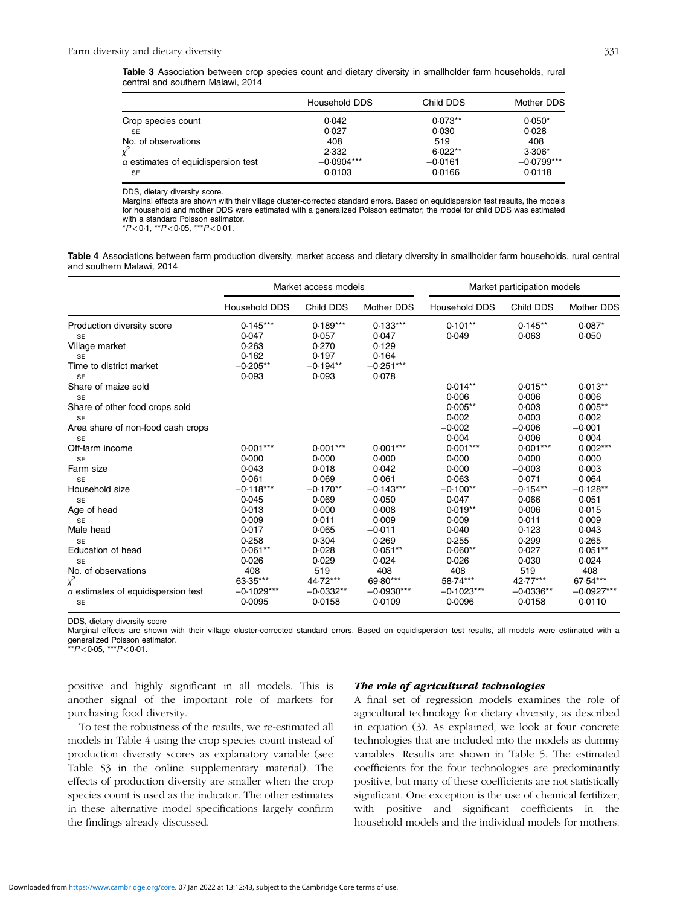**Table 3** Association between crop species count and dietary diversity in smallholder farm households, rural central and southern Malawi, 2014

| | Household DDS | Child DDS | Mother DDS |
|---|---|---|---|
| Crop species count | 0·042 | 0·073** | 0·050* |
| SE | 0·027 | 0·030 | 0·028 |
| No. of observations | 408 | 519 | 408 |
| $\chi^2$ | 2·332 | 6·022** | 3·306* |
| $\alpha$ estimates of equidispersion test | −0·0904*** | −0·0161 | −0·0799*** |
| SE | 0·0103 | 0·0166 | 0·0118 |

DDS, dietary diversity score.
Marginal effects are shown with their village cluster-corrected standard errors. Based on equidispersion test results, the models for household and mother DDS were estimated with a generalized Poisson estimator; the model for child DDS was estimated with a standard Poisson estimator.
\*$P<0·1$, \*\*$P<0·05$, \*\*\*$P<0·01$.

**Table 4** Associations between farm production diversity, market access and dietary diversity in smallholder farm households, rural central and southern Malawi, 2014

| | Market access models | | | Market participation models | | |
|---|---|---|---|---|---|---|
| | Household DDS | Child DDS | Mother DDS | Household DDS | Child DDS | Mother DDS |
| Production diversity score | 0·145*** | 0·189*** | 0·133*** | 0·101** | 0·145** | 0·087* |
| SE | 0·047 | 0·057 | 0·047 | 0·049 | 0·063 | 0·050 |
| Village market | 0·263 | 0·270 | 0·129 | | | |
| SE | 0·162 | 0·197 | 0·164 | | | |
| Time to district market | −0·205** | −0·194** | −0·251*** | | | |
| SE | 0·093 | 0·093 | 0·078 | | | |
| Share of maize sold | | | | 0·014** | 0·015** | 0·013** |
| SE | | | | 0·006 | 0·006 | 0·006 |
| Share of other food crops sold | | | | 0·005** | 0·003 | 0·005** |
| SE | | | | 0·002 | 0·003 | 0·002 |
| Area share of non-food cash crops | | | | −0·002 | −0·006 | −0·001 |
| SE | | | | 0·004 | 0·006 | 0·004 |
| Off-farm income | 0·001*** | 0·001*** | 0·001*** | 0·001*** | 0·001*** | 0·002*** |
| SE | 0·000 | 0·000 | 0·000 | 0·000 | 0·000 | 0·000 |
| Farm size | 0·043 | 0·018 | 0·042 | 0·000 | −0·003 | 0·003 |
| SE | 0·061 | 0·069 | 0·061 | 0·063 | 0·071 | 0·064 |
| Household size | −0·118*** | −0·170** | −0·143*** | −0·100** | −0·154** | −0·128** |
| SE | 0·045 | 0·069 | 0·050 | 0·047 | 0·066 | 0·051 |
| Age of head | 0·013 | 0·000 | 0·008 | 0·019** | 0·006 | 0·015 |
| SE | 0·009 | 0·011 | 0·009 | 0·009 | 0·011 | 0·009 |
| Male head | 0·017 | 0·065 | −0·011 | 0·040 | 0·123 | 0·043 |
| SE | 0·258 | 0·304 | 0·269 | 0·255 | 0·299 | 0·265 |
| Education of head | 0·061** | 0·028 | 0·051** | 0·060** | 0·027 | 0·051** |
| SE | 0·026 | 0·029 | 0·024 | 0·026 | 0·030 | 0·024 |
| No. of observations | 408 | 519 | 408 | 408 | 519 | 408 |
| $\chi^2$ | 63·35*** | 44·72*** | 69·80*** | 58·74*** | 42·77*** | 67·54*** |
| $\alpha$ estimates of equidispersion test | −0·1029*** | −0·0332** | −0·0930*** | −0·1023*** | −0·0336** | −0·0927*** |
| SE | 0·0095 | 0·0158 | 0·0109 | 0·0096 | 0·0158 | 0·0110 |

DDS, dietary diversity score
Marginal effects are shown with their village cluster-corrected standard errors. Based on equidispersion test results, all models were estimated with a generalized Poisson estimator.
\*\*$P<0·05$, \*\*\*$P<0·01$.

positive and highly significant in all models. This is another signal of the important role of markets for purchasing food diversity.

To test the robustness of the results, we re-estimated all models in Table 4 using the crop species count instead of production diversity scores as explanatory variable (see Table S3 in the online supplementary material). The effects of production diversity are smaller when the crop species count is used as the indicator. The other estimates in these alternative model specifications largely confirm the findings already discussed.

### *The role of agricultural technologies*

A final set of regression models examines the role of agricultural technology for dietary diversity, as described in equation (3). As explained, we look at four concrete technologies that are included into the models as dummy variables. Results are shown in Table 5. The estimated coefficients for the four technologies are predominantly positive, but many of these coefficients are not statistically significant. One exception is the use of chemical fertilizer, with positive and significant coefficients in the household models and the individual models for mothers.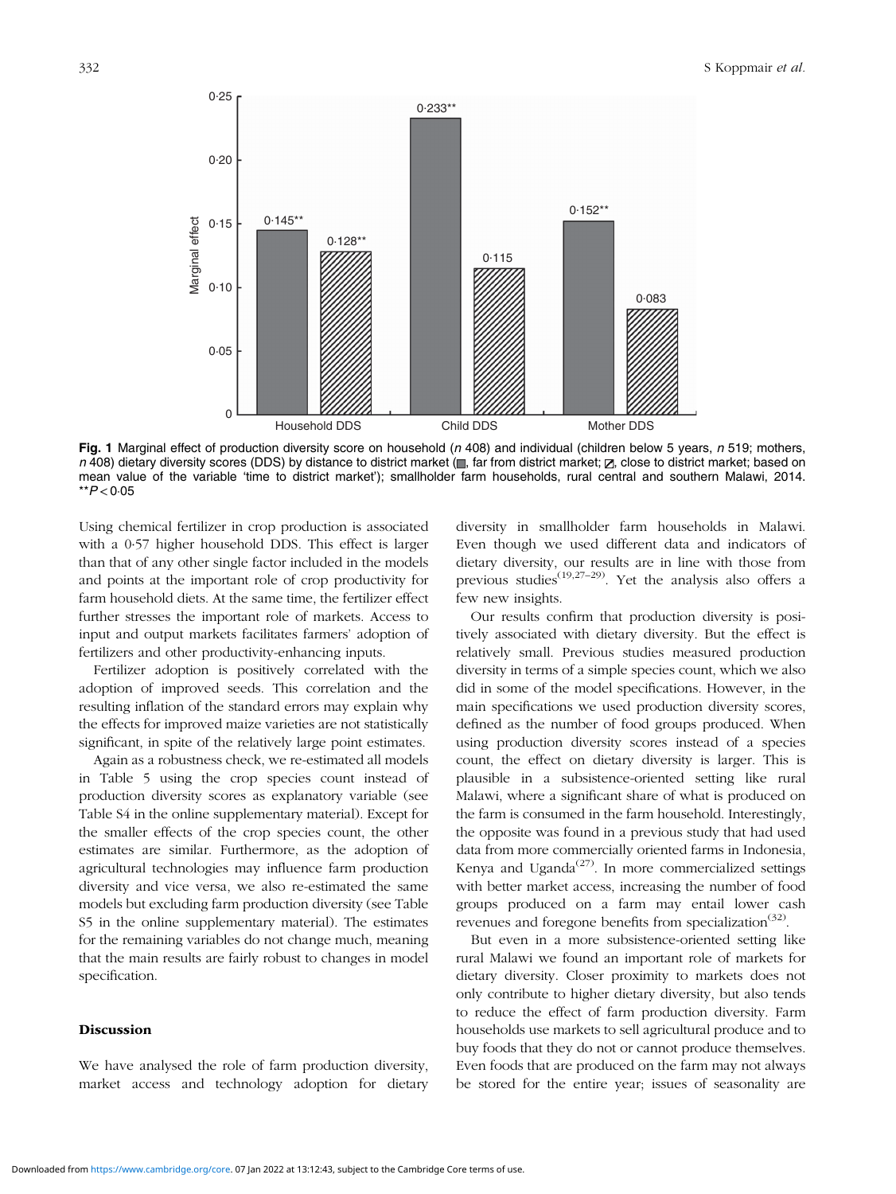Fig. 1 Marginal effect of production diversity score on household (*n* 408) and individual (children below 5 years, *n* 519; mothers, *n* 408) dietary diversity scores (DDS) by distance to district market (■, far from district market; ▨, close to district market; based on mean value of the variable 'time to district market'); smallholder farm households, rural central and southern Malawi, 2014. $^{**}P<0.05$

Using chemical fertilizer in crop production is associated with a 0·57 higher household DDS. This effect is larger than that of any other single factor included in the models and points at the important role of crop productivity for farm household diets. At the same time, the fertilizer effect further stresses the important role of markets. Access to input and output markets facilitates farmers' adoption of fertilizers and other productivity-enhancing inputs.

Fertilizer adoption is positively correlated with the adoption of improved seeds. This correlation and the resulting inflation of the standard errors may explain why the effects for improved maize varieties are not statistically significant, in spite of the relatively large point estimates.

Again as a robustness check, we re-estimated all models in Table 5 using the crop species count instead of production diversity scores as explanatory variable (see Table S4 in the online supplementary material). Except for the smaller effects of the crop species count, the other estimates are similar. Furthermore, as the adoption of agricultural technologies may influence farm production diversity and vice versa, we also re-estimated the same models but excluding farm production diversity (see Table S5 in the online supplementary material). The estimates for the remaining variables do not change much, meaning that the main results are fairly robust to changes in model specification.

## Discussion

We have analysed the role of farm production diversity, market access and technology adoption for dietary diversity in smallholder farm households in Malawi. Even though we used different data and indicators of dietary diversity, our results are in line with those from previous studies[19,27–29]. Yet the analysis also offers a few new insights.

Our results confirm that production diversity is positively associated with dietary diversity. But the effect is relatively small. Previous studies measured production diversity in terms of a simple species count, which we also did in some of the model specifications. However, in the main specifications we used production diversity scores, defined as the number of food groups produced. When using production diversity scores instead of a species count, the effect on dietary diversity is larger. This is plausible in a subsistence-oriented setting like rural Malawi, where a significant share of what is produced on the farm is consumed in the farm household. Interestingly, the opposite was found in a previous study that had used data from more commercially oriented farms in Indonesia, Kenya and Uganda[27]. In more commercialized settings with better market access, increasing the number of food groups produced on a farm may entail lower cash revenues and foregone benefits from specialization[32].

But even in a more subsistence-oriented setting like rural Malawi we found an important role of markets for dietary diversity. Closer proximity to markets does not only contribute to higher dietary diversity, but also tends to reduce the effect of farm production diversity. Farm households use markets to sell agricultural produce and to buy foods that they do not or cannot produce themselves. Even foods that are produced on the farm may not always be stored for the entire year; issues of seasonality are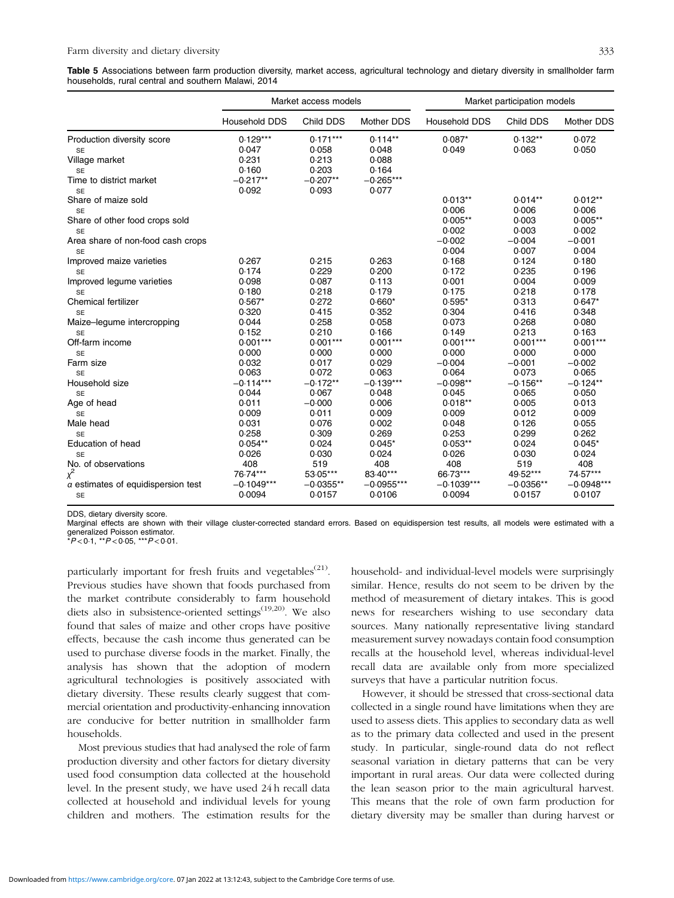**Table 5** Associations between farm production diversity, market access, agricultural technology and dietary diversity in smallholder farm households, rural central and southern Malawi, 2014

| | Market access models | | | Market participation models | | |
|---|---|---|---|---|---|---|
| | Household DDS | Child DDS | Mother DDS | Household DDS | Child DDS | Mother DDS |
| Production diversity score | 0·129*** | 0·171*** | 0·114** | 0·087* | 0·132** | 0·072 |
| SE | 0·047 | 0·058 | 0·048 | 0·049 | 0·063 | 0·050 |
| Village market | 0·231 | 0·213 | 0·088 | | | |
| SE | 0·160 | 0·203 | 0·164 | | | |
| Time to district market | −0·217** | −0·207** | −0·265*** | | | |
| SE | 0·092 | 0·093 | 0·077 | | | |
| Share of maize sold | | | | 0·013** | 0·014** | 0·012** |
| SE | | | | 0·006 | 0·006 | 0·006 |
| Share of other food crops sold | | | | 0·005** | 0·003 | 0·005** |
| SE | | | | 0·002 | 0·003 | 0·002 |
| Area share of non-food cash crops | | | | −0·002 | −0·004 | −0·001 |
| SE | | | | 0·004 | 0·007 | 0·004 |
| Improved maize varieties | 0·267 | 0·215 | 0·263 | 0·168 | 0·124 | 0·180 |
| SE | 0·174 | 0·229 | 0·200 | 0·172 | 0·235 | 0·196 |
| Improved legume varieties | 0·098 | 0·087 | 0·113 | 0·001 | 0·004 | 0·009 |
| SE | 0·180 | 0·218 | 0·179 | 0·175 | 0·218 | 0·178 |
| Chemical fertilizer | 0·567* | 0·272 | 0·660* | 0·595* | 0·313 | 0·647* |
| SE | 0·320 | 0·415 | 0·352 | 0·304 | 0·416 | 0·348 |
| Maize–legume intercropping | 0·044 | 0·258 | 0·058 | 0·073 | 0·268 | 0·080 |
| SE | 0·152 | 0·210 | 0·166 | 0·149 | 0·213 | 0·163 |
| Off-farm income | 0·001*** | 0·001*** | 0·001*** | 0·001*** | 0·001*** | 0·001*** |
| SE | 0·000 | 0·000 | 0·000 | 0·000 | 0·000 | 0·000 |
| Farm size | 0·032 | 0·017 | 0·029 | −0·004 | −0·001 | −0·002 |
| SE | 0·063 | 0·072 | 0·063 | 0·064 | 0·073 | 0·065 |
| Household size | −0·114*** | −0·172** | −0·139*** | −0·098** | −0·156** | −0·124** |
| SE | 0·044 | 0·067 | 0·048 | 0·045 | 0·065 | 0·050 |
| Age of head | 0·011 | −0·000 | 0·006 | 0·018** | 0·005 | 0·013 |
| SE | 0·009 | 0·011 | 0·009 | 0·009 | 0·012 | 0·009 |
| Male head | 0·031 | 0·076 | 0·002 | 0·048 | 0·126 | 0·055 |
| SE | 0·258 | 0·309 | 0·269 | 0·253 | 0·299 | 0·262 |
| Education of head | 0·054** | 0·024 | 0·045* | 0·053** | 0·024 | 0·045* |
| SE | 0·026 | 0·030 | 0·024 | 0·026 | 0·030 | 0·024 |
| No. of observations | 408 | 519 | 408 | 408 | 519 | 408 |
| $\chi^2$ | 76·74*** | 53·05*** | 83·40*** | 66·73*** | 49·52*** | 74·57*** |
| α estimates of equidispersion test | −0·1049*** | −0·0355** | −0·0955*** | −0·1039*** | −0·0356** | −0·0948*** |
| SE | 0·0094 | 0·0157 | 0·0106 | 0·0094 | 0·0157 | 0·0107 |

DDS, dietary diversity score.
Marginal effects are shown with their village cluster-corrected standard errors. Based on equidispersion test results, all models were estimated with a generalized Poisson estimator.
*$P<0·1$, **$P<0·05$, ***$P<0·01$.

particularly important for fresh fruits and vegetables[21]. Previous studies have shown that foods purchased from the market contribute considerably to farm household diets also in subsistence-oriented settings[19,20]. We also found that sales of maize and other crops have positive effects, because the cash income thus generated can be used to purchase diverse foods in the market. Finally, the analysis has shown that the adoption of modern agricultural technologies is positively associated with dietary diversity. These results clearly suggest that commercial orientation and productivity-enhancing innovation are conducive for better nutrition in smallholder farm households.

Most previous studies that had analysed the role of farm production diversity and other factors for dietary diversity used food consumption data collected at the household level. In the present study, we have used 24 h recall data collected at household and individual levels for young children and mothers. The estimation results for the household- and individual-level models were surprisingly similar. Hence, results do not seem to be driven by the method of measurement of dietary intakes. This is good news for researchers wishing to use secondary data sources. Many nationally representative living standard measurement survey nowadays contain food consumption recalls at the household level, whereas individual-level recall data are available only from more specialized surveys that have a particular nutrition focus.

However, it should be stressed that cross-sectional data collected in a single round have limitations when they are used to assess diets. This applies to secondary data as well as to the primary data collected and used in the present study. In particular, single-round data do not reflect seasonal variation in dietary patterns that can be very important in rural areas. Our data were collected during the lean season prior to the main agricultural harvest. This means that the role of own farm production for dietary diversity may be smaller than during harvest or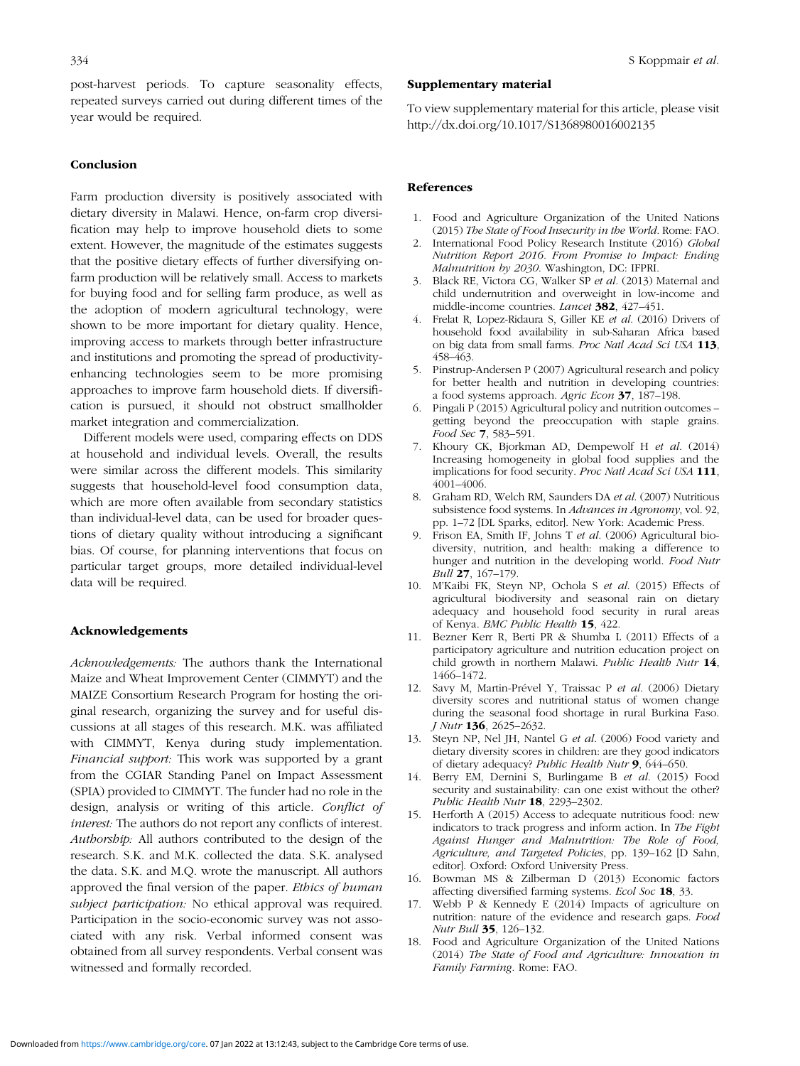post-harvest periods. To capture seasonality effects, repeated surveys carried out during different times of the year would be required.

## Conclusion

Farm production diversity is positively associated with dietary diversity in Malawi. Hence, on-farm crop diversification may help to improve household diets to some extent. However, the magnitude of the estimates suggests that the positive dietary effects of further diversifying on-farm production will be relatively small. Access to markets for buying food and for selling farm produce, as well as the adoption of modern agricultural technology, were shown to be more important for dietary quality. Hence, improving access to markets through better infrastructure and institutions and promoting the spread of productivity-enhancing technologies seem to be more promising approaches to improve farm household diets. If diversification is pursued, it should not obstruct smallholder market integration and commercialization.

Different models were used, comparing effects on DDS at household and individual levels. Overall, the results were similar across the different models. This similarity suggests that household-level food consumption data, which are more often available from secondary statistics than individual-level data, can be used for broader questions of dietary quality without introducing a significant bias. Of course, for planning interventions that focus on particular target groups, more detailed individual-level data will be required.

## Acknowledgements

*Acknowledgements:* The authors thank the International Maize and Wheat Improvement Center (CIMMYT) and the MAIZE Consortium Research Program for hosting the original research, organizing the survey and for useful discussions at all stages of this research. M.K. was affiliated with CIMMYT, Kenya during study implementation. *Financial support:* This work was supported by a grant from the CGIAR Standing Panel on Impact Assessment (SPIA) provided to CIMMYT. The funder had no role in the design, analysis or writing of this article. *Conflict of interest:* The authors do not report any conflicts of interest. *Authorship:* All authors contributed to the design of the research. S.K. and M.K. collected the data. S.K. analysed the data. S.K. and M.Q. wrote the manuscript. All authors approved the final version of the paper. *Ethics of human subject participation:* No ethical approval was required. Participation in the socio-economic survey was not associated with any risk. Verbal informed consent was obtained from all survey respondents. Verbal consent was witnessed and formally recorded.

## Supplementary material

To view supplementary material for this article, please visit http://dx.doi.org/10.1017/S1368980016002135

## References

1. Food and Agriculture Organization of the United Nations (2015) *The State of Food Insecurity in the World*. Rome: FAO.
2. International Food Policy Research Institute (2016) *Global Nutrition Report 2016. From Promise to Impact: Ending Malnutrition by 2030*. Washington, DC: IFPRI.
3. Black RE, Victora CG, Walker SP *et al.* (2013) Maternal and child undernutrition and overweight in low-income and middle-income countries. *Lancet* **382**, 427–451.
4. Frelat R, Lopez-Ridaura S, Giller KE *et al.* (2016) Drivers of household food availability in sub-Saharan Africa based on big data from small farms. *Proc Natl Acad Sci USA* **113**, 458–463.
5. Pinstrup-Andersen P (2007) Agricultural research and policy for better health and nutrition in developing countries: a food systems approach. *Agric Econ* **37**, 187–198.
6. Pingali P (2015) Agricultural policy and nutrition outcomes – getting beyond the preoccupation with staple grains. *Food Sec* **7**, 583–591.
7. Khoury CK, Bjorkman AD, Dempewolf H *et al.* (2014) Increasing homogeneity in global food supplies and the implications for food security. *Proc Natl Acad Sci USA* **111**, 4001–4006.
8. Graham RD, Welch RM, Saunders DA *et al.* (2007) Nutritious subsistence food systems. In *Advances in Agronomy*, vol. 92, pp. 1–72 [DL Sparks, editor]. New York: Academic Press.
9. Frison EA, Smith IF, Johns T *et al.* (2006) Agricultural biodiversity, nutrition, and health: making a difference to hunger and nutrition in the developing world. *Food Nutr Bull* **27**, 167–179.
10. M'Kaibi FK, Steyn NP, Ochola S *et al.* (2015) Effects of agricultural biodiversity and seasonal rain on dietary adequacy and household food security in rural areas of Kenya. *BMC Public Health* **15**, 422.
11. Bezner Kerr R, Berti PR & Shumba L (2011) Effects of a participatory agriculture and nutrition education project on child growth in northern Malawi. *Public Health Nutr* **14**, 1466–1472.
12. Savy M, Martin-Prével Y, Traissac P *et al.* (2006) Dietary diversity scores and nutritional status of women change during the seasonal food shortage in rural Burkina Faso. *J Nutr* **136**, 2625–2632.
13. Steyn NP, Nel JH, Nantel G *et al.* (2006) Food variety and dietary diversity scores in children: are they good indicators of dietary adequacy? *Public Health Nutr* **9**, 644–650.
14. Berry EM, Dernini S, Burlingame B *et al.* (2015) Food security and sustainability: can one exist without the other? *Public Health Nutr* **18**, 2293–2302.
15. Herforth A (2015) Access to adequate nutritious food: new indicators to track progress and inform action. In *The Fight Against Hunger and Malnutrition: The Role of Food, Agriculture, and Targeted Policies*, pp. 139–162 [D Sahn, editor]. Oxford: Oxford University Press.
16. Bowman MS & Zilberman D (2013) Economic factors affecting diversified farming systems. *Ecol Soc* **18**, 33.
17. Webb P & Kennedy E (2014) Impacts of agriculture on nutrition: nature of the evidence and research gaps. *Food Nutr Bull* **35**, 126–132.
18. Food and Agriculture Organization of the United Nations (2014) *The State of Food and Agriculture: Innovation in Family Farming*. Rome: FAO.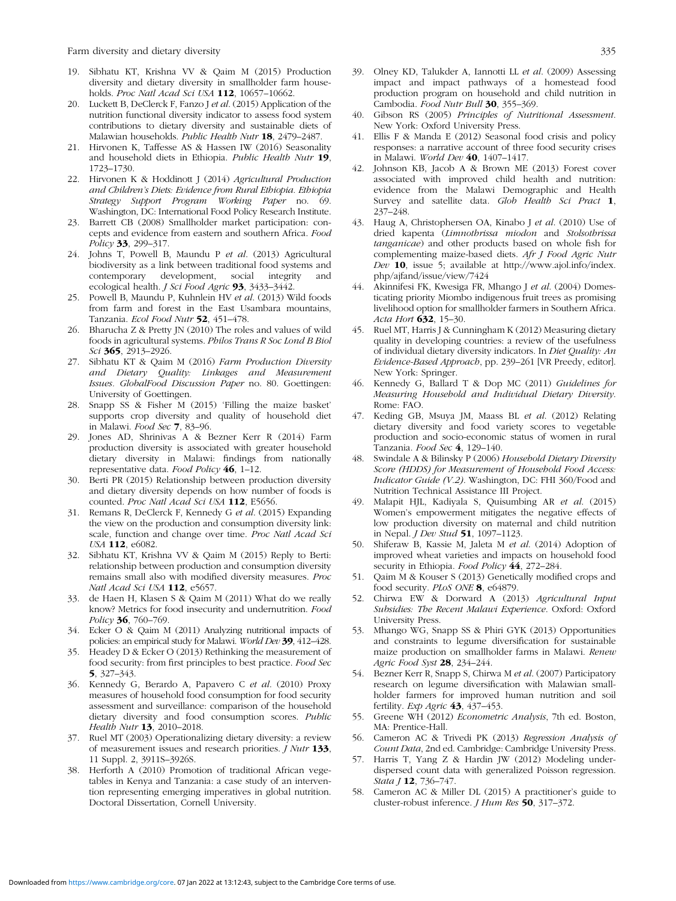19. Sibhatu KT, Krishna VV & Qaim M (2015) Production diversity and dietary diversity in smallholder farm households. *Proc Natl Acad Sci USA* **112**, 10657–10662.
20. Luckett B, DeClerck F, Fanzo J *et al.* (2015) Application of the nutrition functional diversity indicator to assess food system contributions to dietary diversity and sustainable diets of Malawian households. *Public Health Nutr* **18**, 2479–2487.
21. Hirvonen K, Taffesse AS & Hassen IW (2016) Seasonality and household diets in Ethiopia. *Public Health Nutr* **19**, 1723–1730.
22. Hirvonen K & Hoddinott J (2014) *Agricultural Production and Children's Diets: Evidence from Rural Ethiopia. Ethiopia Strategy Support Program Working Paper* no. 69. Washington, DC: International Food Policy Research Institute.
23. Barrett CB (2008) Smallholder market participation: concepts and evidence from eastern and southern Africa. *Food Policy* **33**, 299–317.
24. Johns T, Powell B, Maundu P *et al.* (2013) Agricultural biodiversity as a link between traditional food systems and contemporary development, social integrity and ecological health. *J Sci Food Agric* **93**, 3433–3442.
25. Powell B, Maundu P, Kuhnlein HV *et al.* (2013) Wild foods from farm and forest in the East Usambara mountains, Tanzania. *Ecol Food Nutr* **52**, 451–478.
26. Bharucha Z & Pretty JN (2010) The roles and values of wild foods in agricultural systems. *Philos Trans R Soc Lond B Biol Sci* **365**, 2913–2926.
27. Sibhatu KT & Qaim M (2016) *Farm Production Diversity and Dietary Quality: Linkages and Measurement Issues. GlobalFood Discussion Paper* no. 80. Goettingen: University of Goettingen.
28. Snapp SS & Fisher M (2015) 'Filling the maize basket' supports crop diversity and quality of household diet in Malawi. *Food Sec* **7**, 83–96.
29. Jones AD, Shrinivas A & Bezner Kerr R (2014) Farm production diversity is associated with greater household dietary diversity in Malawi: findings from nationally representative data. *Food Policy* **46**, 1–12.
30. Berti PR (2015) Relationship between production diversity and dietary diversity depends on how number of foods is counted. *Proc Natl Acad Sci USA* **112**, E5656.
31. Remans R, DeClerck F, Kennedy G *et al.* (2015) Expanding the view on the production and consumption diversity link: scale, function and change over time. *Proc Natl Acad Sci USA* **112**, e6082.
32. Sibhatu KT, Krishna VV & Qaim M (2015) Reply to Berti: relationship between production and consumption diversity remains small also with modified diversity measures. *Proc Natl Acad Sci USA* **112**, e5657.
33. de Haen H, Klasen S & Qaim M (2011) What do we really know? Metrics for food insecurity and undernutrition. *Food Policy* **36**, 760–769.
34. Ecker O & Qaim M (2011) Analyzing nutritional impacts of policies: an empirical study for Malawi. *World Dev* **39**, 412–428.
35. Headey D & Ecker O (2013) Rethinking the measurement of food security: from first principles to best practice. *Food Sec* **5**, 327–343.
36. Kennedy G, Berardo A, Papavero C *et al.* (2010) Proxy measures of household food consumption for food security assessment and surveillance: comparison of the household dietary diversity and food consumption scores. *Public Health Nutr* **13**, 2010–2018.
37. Ruel MT (2003) Operationalizing dietary diversity: a review of measurement issues and research priorities. *J Nutr* **133**, 11 Suppl. 2, 3911S–3926S.
38. Herforth A (2010) Promotion of traditional African vegetables in Kenya and Tanzania: a case study of an intervention representing emerging imperatives in global nutrition. Doctoral Dissertation, Cornell University.
39. Olney KD, Talukder A, Iannotti LL *et al.* (2009) Assessing impact and impact pathways of a homestead food production program on household and child nutrition in Cambodia. *Food Nutr Bull* **30**, 355–369.
40. Gibson RS (2005) *Principles of Nutritional Assessment*. New York: Oxford University Press.
41. Ellis F & Manda E (2012) Seasonal food crisis and policy responses: a narrative account of three food security crises in Malawi. *World Dev* **40**, 1407–1417.
42. Johnson KB, Jacob A & Brown ME (2013) Forest cover associated with improved child health and nutrition: evidence from the Malawi Demographic and Health Survey and satellite data. *Glob Health Sci Pract* **1**, 237–248.
43. Haug A, Christophersen OA, Kinabo J *et al.* (2010) Use of dried kapenta (*Limnothrissa miodon* and *Stolsothrissa tanganicae*) and other products based on whole fish for complementing maize-based diets. *Afr J Food Agric Nutr Dev* **10**, issue 5; available at http://www.ajol.info/index.php/ajfand/issue/view/7424
44. Akinnifesi FK, Kwesiga FR, Mhango J *et al.* (2004) Domesticating priority Miombo indigenous fruit trees as promising livelihood option for smallholder farmers in Southern Africa. *Acta Hort* **632**, 15–30.
45. Ruel MT, Harris J & Cunningham K (2012) Measuring dietary quality in developing countries: a review of the usefulness of individual dietary diversity indicators. In *Diet Quality: An Evidence-Based Approach*, pp. 239–261 [VR Preedy, editor]. New York: Springer.
46. Kennedy G, Ballard T & Dop MC (2011) *Guidelines for Measuring Household and Individual Dietary Diversity*. Rome: FAO.
47. Keding GB, Msuya JM, Maass BL *et al.* (2012) Relating dietary diversity and food variety scores to vegetable production and socio-economic status of women in rural Tanzania. *Food Sec* **4**, 129–140.
48. Swindale A & Bilinsky P (2006) *Household Dietary Diversity Score (HDDS) for Measurement of Household Food Access: Indicator Guide (V.2)*. Washington, DC: FHI 360/Food and Nutrition Technical Assistance III Project.
49. Malapit HJL, Kadiyala S, Quisumbing AR *et al.* (2015) Women's empowerment mitigates the negative effects of low production diversity on maternal and child nutrition in Nepal. *J Dev Stud* **51**, 1097–1123.
50. Shiferaw B, Kassie M, Jaleta M *et al.* (2014) Adoption of improved wheat varieties and impacts on household food security in Ethiopia. *Food Policy* **44**, 272–284.
51. Qaim M & Kouser S (2013) Genetically modified crops and food security. *PLoS ONE* **8**, e64879.
52. Chirwa EW & Dorward A (2013) *Agricultural Input Subsidies: The Recent Malawi Experience*. Oxford: Oxford University Press.
53. Mhango WG, Snapp SS & Phiri GYK (2013) Opportunities and constraints to legume diversification for sustainable maize production on smallholder farms in Malawi. *Renew Agric Food Syst* **28**, 234–244.
54. Bezner Kerr R, Snapp S, Chirwa M *et al.* (2007) Participatory research on legume diversification with Malawian smallholder farmers for improved human nutrition and soil fertility. *Exp Agric* **43**, 437–453.
55. Greene WH (2012) *Econometric Analysis*, 7th ed. Boston, MA: Prentice-Hall.
56. Cameron AC & Trivedi PK (2013) *Regression Analysis of Count Data*, 2nd ed. Cambridge: Cambridge University Press.
57. Harris T, Yang Z & Hardin JW (2012) Modeling underdispersed count data with generalized Poisson regression. *Stata J* **12**, 736–747.
58. Cameron AC & Miller DL (2015) A practitioner's guide to cluster-robust inference. *J Hum Res* **50**, 317–372.